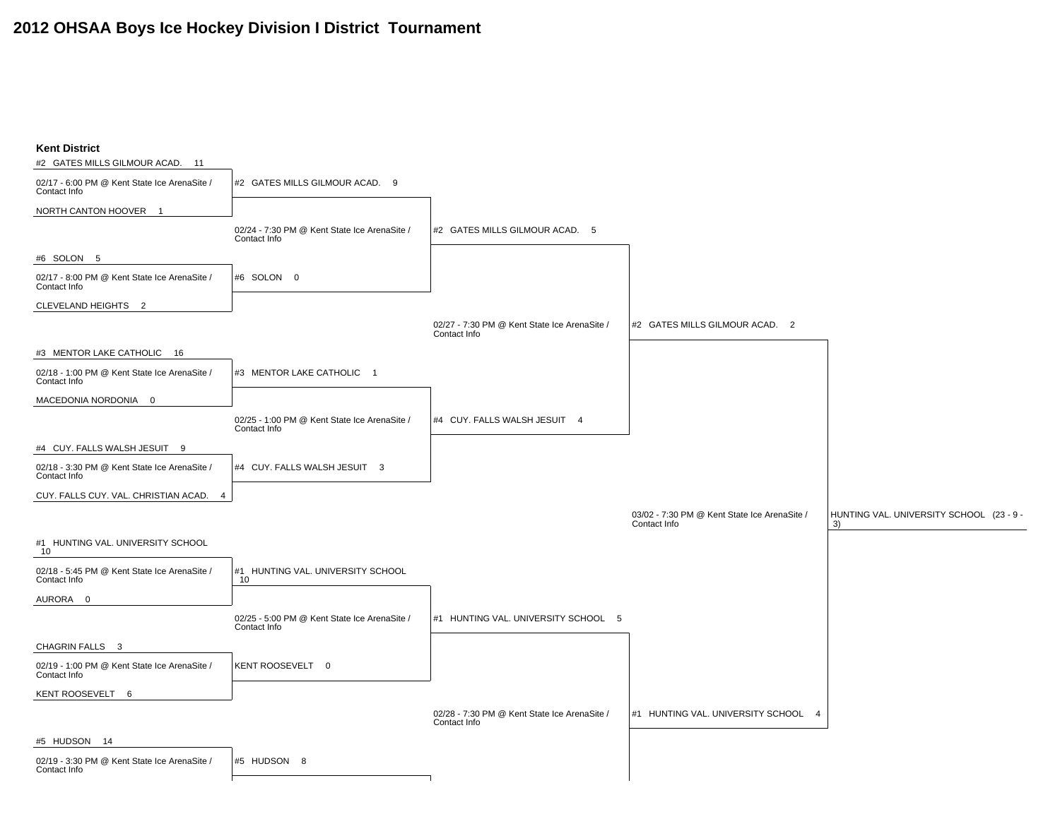# 2012 OHSAA Boys Ice Hockey Division I District Tournament

## Kent District

### First Round

- 02/17 - 6:00 PM @ Kent State Ice ArenaSite / Contact Info
  - #2 GATES MILLS GILMOUR ACAD. 11
  - NORTH CANTON HOOVER 1
- 02/17 - 8:00 PM @ Kent State Ice ArenaSite / Contact Info
  - #6 SOLON 5
  - CLEVELAND HEIGHTS 2
- 02/18 - 1:00 PM @ Kent State Ice ArenaSite / Contact Info
  - #3 MENTOR LAKE CATHOLIC 16
  - MACEDONIA NORDONIA 0
- 02/18 - 3:30 PM @ Kent State Ice ArenaSite / Contact Info
  - #4 CUY. FALLS WALSH JESUIT 9
  - CUY. FALLS CUY. VAL. CHRISTIAN ACAD. 4
- 02/18 - 5:45 PM @ Kent State Ice ArenaSite / Contact Info
  - #1 HUNTING VAL. UNIVERSITY SCHOOL 10
  - AURORA 0
- 02/19 - 1:00 PM @ Kent State Ice ArenaSite / Contact Info
  - CHAGRIN FALLS 3
  - KENT ROOSEVELT 6
- 02/19 - 3:30 PM @ Kent State Ice ArenaSite / Contact Info
  - #5 HUDSON 14

### Second Round

- 02/24 - 7:30 PM @ Kent State Ice ArenaSite / Contact Info
  - #2 GATES MILLS GILMOUR ACAD. 9
  - #6 SOLON 0
- 02/25 - 1:00 PM @ Kent State Ice ArenaSite / Contact Info
  - #3 MENTOR LAKE CATHOLIC 1
  - #4 CUY. FALLS WALSH JESUIT 3
- 02/25 - 5:00 PM @ Kent State Ice ArenaSite / Contact Info
  - #1 HUNTING VAL. UNIVERSITY SCHOOL 10
  - KENT ROOSEVELT 0
- #5 HUDSON 8

### Semifinals

- 02/27 - 7:30 PM @ Kent State Ice ArenaSite / Contact Info
  - #2 GATES MILLS GILMOUR ACAD. 5
  - #4 CUY. FALLS WALSH JESUIT 4
- 02/28 - 7:30 PM @ Kent State Ice ArenaSite / Contact Info
  - #1 HUNTING VAL. UNIVERSITY SCHOOL 5

### Final

- 03/02 - 7:30 PM @ Kent State Ice ArenaSite / Contact Info
  - #2 GATES MILLS GILMOUR ACAD. 2
  - #1 HUNTING VAL. UNIVERSITY SCHOOL 4

### Champion

HUNTING VAL. UNIVERSITY SCHOOL (23 - 9 - 3)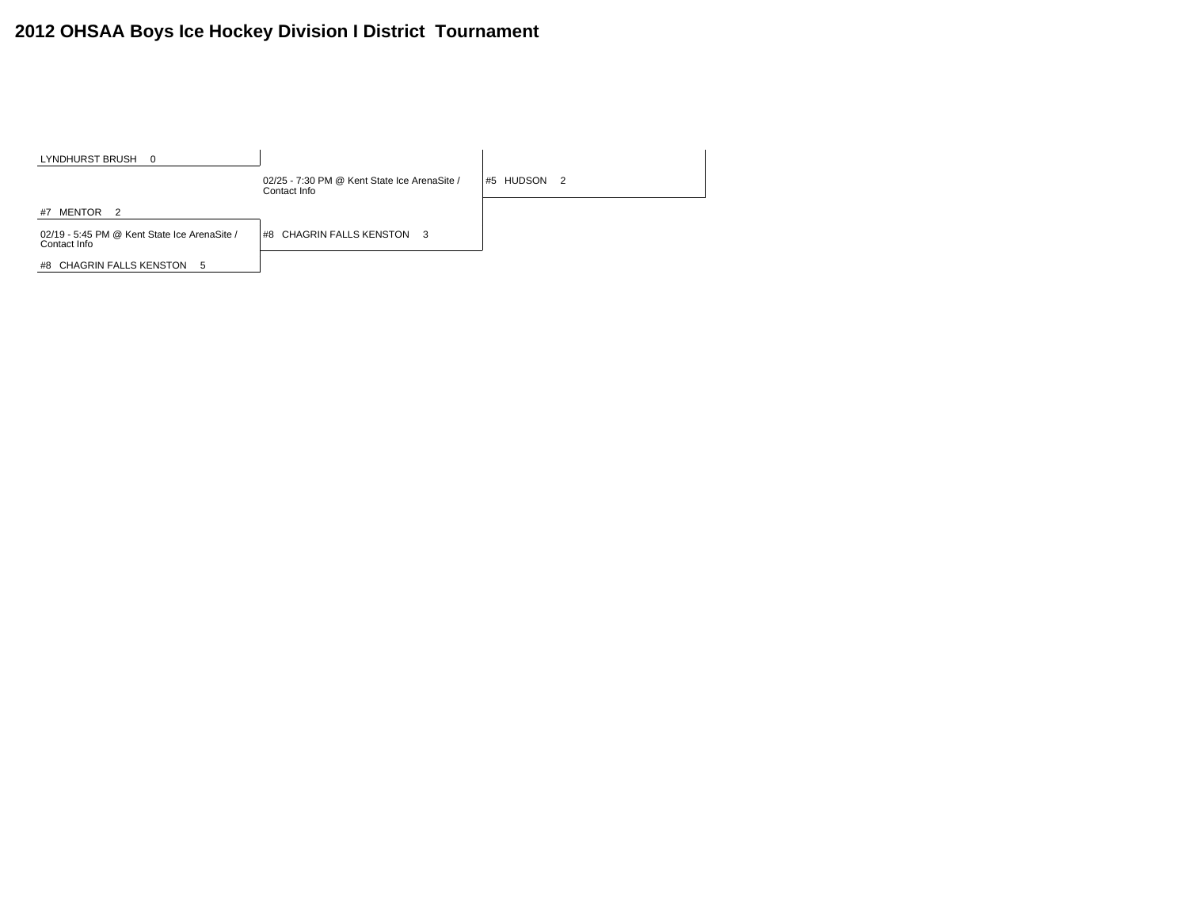# 2012 OHSAA Boys Ice Hockey Division I District Tournament

LYNDHURST BRUSH 0

02/25 - 7:30 PM @ Kent State Ice ArenaSite / Contact Info

#5 HUDSON 2

#7 MENTOR 2

02/19 - 5:45 PM @ Kent State Ice ArenaSite / Contact Info

#8 CHAGRIN FALLS KENSTON 3

#8 CHAGRIN FALLS KENSTON 5